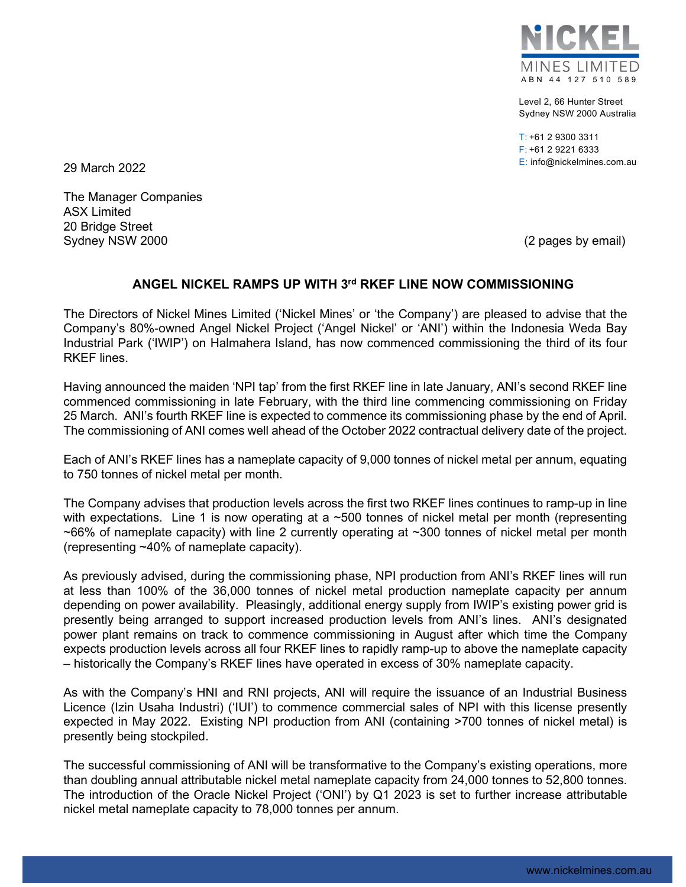**NICKEL MINES LIMITED**
ABN 44 127 510 589

Level 2, 66 Hunter Street
Sydney NSW 2000 Australia

T: +61 2 9300 3311
F: +61 2 9221 6333
E: info@nickelmines.com.au

29 March 2022

The Manager Companies
ASX Limited
20 Bridge Street
Sydney NSW 2000

(2 pages by email)

## ANGEL NICKEL RAMPS UP WITH 3rd RKEF LINE NOW COMMISSIONING

The Directors of Nickel Mines Limited ('Nickel Mines' or 'the Company') are pleased to advise that the Company's 80%-owned Angel Nickel Project ('Angel Nickel' or 'ANI') within the Indonesia Weda Bay Industrial Park ('IWIP') on Halmahera Island, has now commenced commissioning the third of its four RKEF lines.

Having announced the maiden 'NPI tap' from the first RKEF line in late January, ANI's second RKEF line commenced commissioning in late February, with the third line commencing commissioning on Friday 25 March. ANI's fourth RKEF line is expected to commence its commissioning phase by the end of April. The commissioning of ANI comes well ahead of the October 2022 contractual delivery date of the project.

Each of ANI's RKEF lines has a nameplate capacity of 9,000 tonnes of nickel metal per annum, equating to 750 tonnes of nickel metal per month.

The Company advises that production levels across the first two RKEF lines continues to ramp-up in line with expectations. Line 1 is now operating at a ~500 tonnes of nickel metal per month (representing ~66% of nameplate capacity) with line 2 currently operating at ~300 tonnes of nickel metal per month (representing ~40% of nameplate capacity).

As previously advised, during the commissioning phase, NPI production from ANI's RKEF lines will run at less than 100% of the 36,000 tonnes of nickel metal production nameplate capacity per annum depending on power availability. Pleasingly, additional energy supply from IWIP's existing power grid is presently being arranged to support increased production levels from ANI's lines. ANI's designated power plant remains on track to commence commissioning in August after which time the Company expects production levels across all four RKEF lines to rapidly ramp-up to above the nameplate capacity – historically the Company's RKEF lines have operated in excess of 30% nameplate capacity.

As with the Company's HNI and RNI projects, ANI will require the issuance of an Industrial Business Licence (Izin Usaha Industri) ('IUI') to commence commercial sales of NPI with this license presently expected in May 2022. Existing NPI production from ANI (containing >700 tonnes of nickel metal) is presently being stockpiled.

The successful commissioning of ANI will be transformative to the Company's existing operations, more than doubling annual attributable nickel metal nameplate capacity from 24,000 tonnes to 52,800 tonnes. The introduction of the Oracle Nickel Project ('ONI') by Q1 2023 is set to further increase attributable nickel metal nameplate capacity to 78,000 tonnes per annum.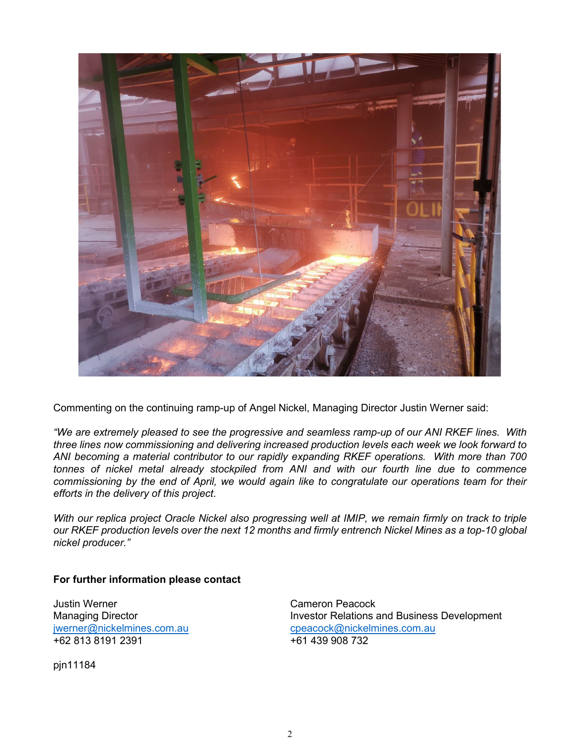Commenting on the continuing ramp-up of Angel Nickel, Managing Director Justin Werner said:

*"We are extremely pleased to see the progressive and seamless ramp-up of our ANI RKEF lines. With three lines now commissioning and delivering increased production levels each week we look forward to ANI becoming a material contributor to our rapidly expanding RKEF operations. With more than 700 tonnes of nickel metal already stockpiled from ANI and with our fourth line due to commence commissioning by the end of April, we would again like to congratulate our operations team for their efforts in the delivery of this project.*

*With our replica project Oracle Nickel also progressing well at IMIP, we remain firmly on track to triple our RKEF production levels over the next 12 months and firmly entrench Nickel Mines as a top-10 global nickel producer."*

**For further information please contact**

Justin Werner
Managing Director
jwerner@nickelmines.com.au
+62 813 8191 2391

Cameron Peacock
Investor Relations and Business Development
cpeacock@nickelmines.com.au
+61 439 908 732

pjn11184